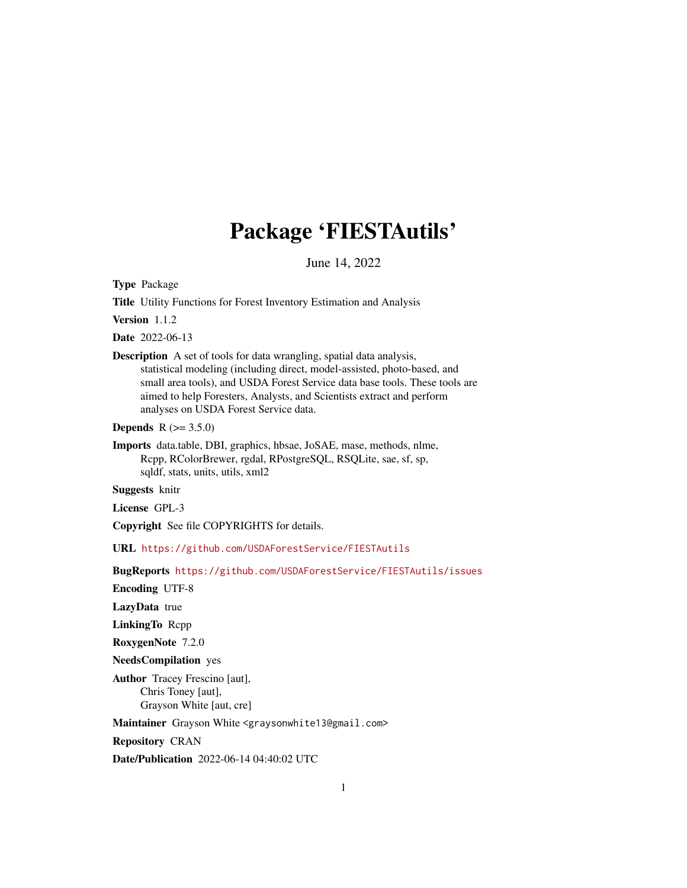# Package 'FIESTAutils'

June 14, 2022

**Type** Package

**Title** Utility Functions for Forest Inventory Estimation and Analysis

**Version** 1.1.2

**Date** 2022-06-13

**Description** A set of tools for data wrangling, spatial data analysis, statistical modeling (including direct, model-assisted, photo-based, and small area tools), and USDA Forest Service data base tools. These tools are aimed to help Foresters, Analysts, and Scientists extract and perform analyses on USDA Forest Service data.

**Depends** R (>= 3.5.0)

**Imports** data.table, DBI, graphics, hbsae, JoSAE, mase, methods, nlme, Rcpp, RColorBrewer, rgdal, RPostgreSQL, RSQLite, sae, sf, sp, sqldf, stats, units, utils, xml2

**Suggests** knitr

**License** GPL-3

**Copyright** See file COPYRIGHTS for details.

**URL** https://github.com/USDAForestService/FIESTAutils

**BugReports** https://github.com/USDAForestService/FIESTAutils/issues

**Encoding** UTF-8

**LazyData** true

**LinkingTo** Rcpp

**RoxygenNote** 7.2.0

**NeedsCompilation** yes

**Author** Tracey Frescino [aut],
Chris Toney [aut],
Grayson White [aut, cre]

**Maintainer** Grayson White <graysonwhite13@gmail.com>

**Repository** CRAN

**Date/Publication** 2022-06-14 04:40:02 UTC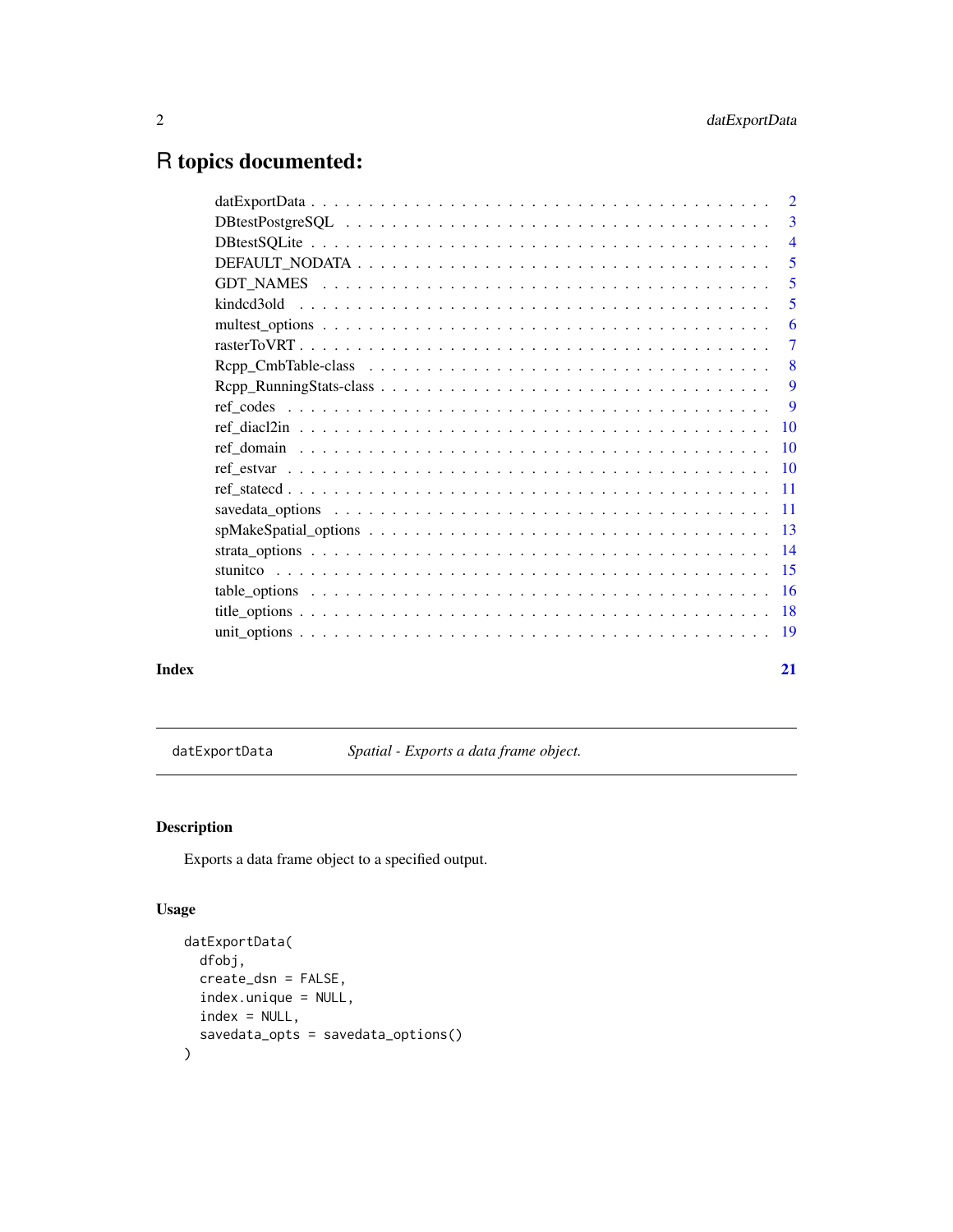# R topics documented:

datExportData . . . . . . . . . . . . . . . . . . . . . . . . . . . . . . . . . . . . 2
DBtestPostgreSQL . . . . . . . . . . . . . . . . . . . . . . . . . . . . . . . . . . 3
DBtestSQLite . . . . . . . . . . . . . . . . . . . . . . . . . . . . . . . . . . . . 4
DEFAULT_NODATA . . . . . . . . . . . . . . . . . . . . . . . . . . . . . . . . . 5
GDT_NAMES . . . . . . . . . . . . . . . . . . . . . . . . . . . . . . . . . . . . 5
kindcd3old . . . . . . . . . . . . . . . . . . . . . . . . . . . . . . . . . . . . 5
multest_options . . . . . . . . . . . . . . . . . . . . . . . . . . . . . . . . . . 6
rasterToVRT . . . . . . . . . . . . . . . . . . . . . . . . . . . . . . . . . . . . 7
Rcpp_CmbTable-class . . . . . . . . . . . . . . . . . . . . . . . . . . . . . . . 8
Rcpp_RunningStats-class . . . . . . . . . . . . . . . . . . . . . . . . . . . . . 9
ref_codes . . . . . . . . . . . . . . . . . . . . . . . . . . . . . . . . . . . . . 9
ref_diacl2in . . . . . . . . . . . . . . . . . . . . . . . . . . . . . . . . . . . . 10
ref_domain . . . . . . . . . . . . . . . . . . . . . . . . . . . . . . . . . . . . 10
ref_estvar . . . . . . . . . . . . . . . . . . . . . . . . . . . . . . . . . . . . . 10
ref_statecd . . . . . . . . . . . . . . . . . . . . . . . . . . . . . . . . . . . . 11
savedata_options . . . . . . . . . . . . . . . . . . . . . . . . . . . . . . . . . 11
spMakeSpatial_options . . . . . . . . . . . . . . . . . . . . . . . . . . . . . . 13
strata_options . . . . . . . . . . . . . . . . . . . . . . . . . . . . . . . . . . 14
stunitco . . . . . . . . . . . . . . . . . . . . . . . . . . . . . . . . . . . . . . 15
table_options . . . . . . . . . . . . . . . . . . . . . . . . . . . . . . . . . . . 16
title_options . . . . . . . . . . . . . . . . . . . . . . . . . . . . . . . . . . . 18
unit_options . . . . . . . . . . . . . . . . . . . . . . . . . . . . . . . . . . . . 19

**Index** **21**

---

`datExportData` *Spatial - Exports a data frame object.*

---

### Description

Exports a data frame object to a specified output.

### Usage

```
datExportData(
  dfobj,
  create_dsn = FALSE,
  index.unique = NULL,
  index = NULL,
  savedata_opts = savedata_options()
)
```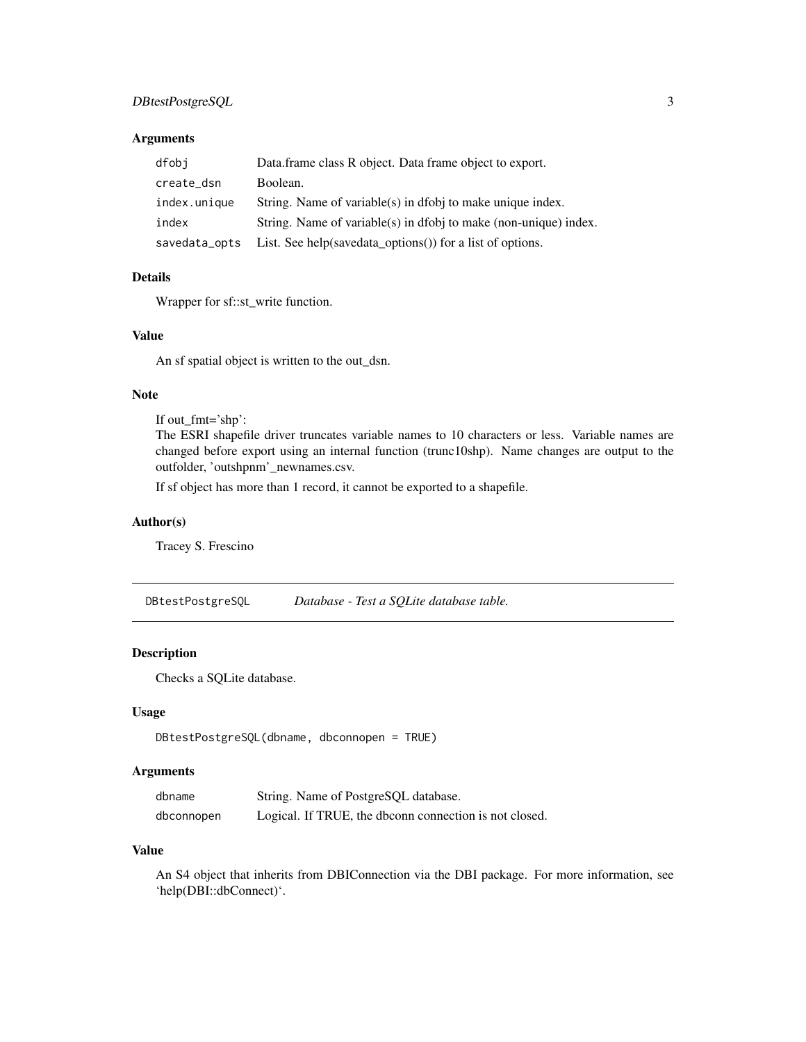### Arguments

| | |
|---|---|
| `dfobj` | Data.frame class R object. Data frame object to export. |
| `create_dsn` | Boolean. |
| `index.unique` | String. Name of variable(s) in dfobj to make unique index. |
| `index` | String. Name of variable(s) in dfobj to make (non-unique) index. |
| `savedata_opts` | List. See help(savedata_options()) for a list of options. |

### Details

Wrapper for sf::st_write function.

### Value

An sf spatial object is written to the out_dsn.

### Note

If out_fmt='shp':
The ESRI shapefile driver truncates variable names to 10 characters or less. Variable names are changed before export using an internal function (trunc10shp). Name changes are output to the outfolder, 'outshpnm'_newnames.csv.

If sf object has more than 1 record, it cannot be exported to a shapefile.

### Author(s)

Tracey S. Frescino

---

## `DBtestPostgreSQL` *Database - Test a SQLite database table.*

---

### Description

Checks a SQLite database.

### Usage

```
DBtestPostgreSQL(dbname, dbconnopen = TRUE)
```

### Arguments

| | |
|---|---|
| `dbname` | String. Name of PostgreSQL database. |
| `dbconnopen` | Logical. If TRUE, the dbconn connection is not closed. |

### Value

An S4 object that inherits from DBIConnection via the DBI package. For more information, see 'help(DBI::dbConnect)'.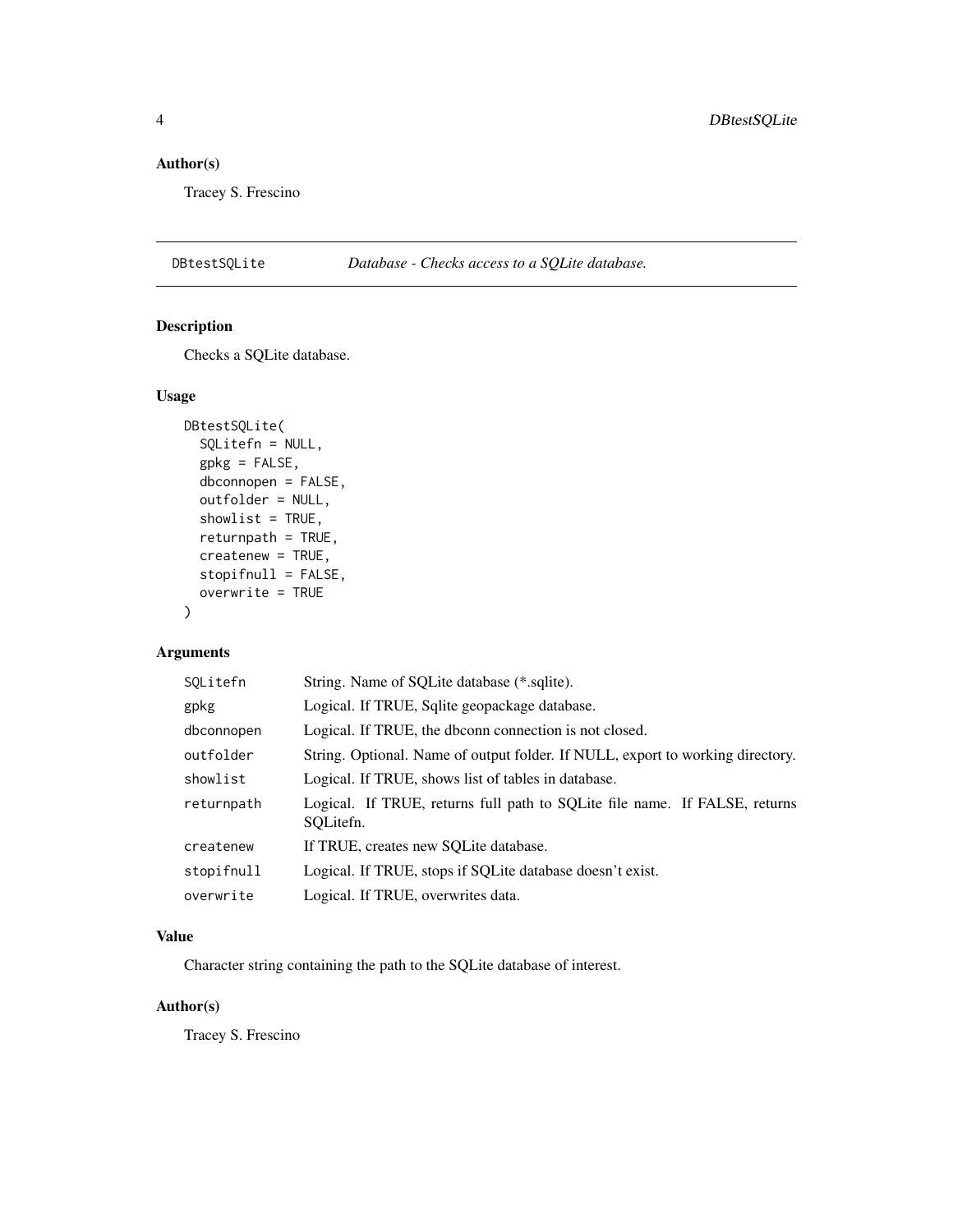## Author(s)

Tracey S. Frescino

---

# DBtestSQLite — *Database - Checks access to a SQLite database.*

## Description

Checks a SQLite database.

## Usage

```
DBtestSQLite(
  SQLitefn = NULL,
  gpkg = FALSE,
  dbconnopen = FALSE,
  outfolder = NULL,
  showlist = TRUE,
  returnpath = TRUE,
  createnew = TRUE,
  stopifnull = FALSE,
  overwrite = TRUE
)
```

## Arguments

| | |
|---|---|
| SQLitefn | String. Name of SQLite database (*.sqlite). |
| gpkg | Logical. If TRUE, Sqlite geopackage database. |
| dbconnopen | Logical. If TRUE, the dbconn connection is not closed. |
| outfolder | String. Optional. Name of output folder. If NULL, export to working directory. |
| showlist | Logical. If TRUE, shows list of tables in database. |
| returnpath | Logical. If TRUE, returns full path to SQLite file name. If FALSE, returns SQLitefn. |
| createnew | If TRUE, creates new SQLite database. |
| stopifnull | Logical. If TRUE, stops if SQLite database doesn't exist. |
| overwrite | Logical. If TRUE, overwrites data. |

## Value

Character string containing the path to the SQLite database of interest.

## Author(s)

Tracey S. Frescino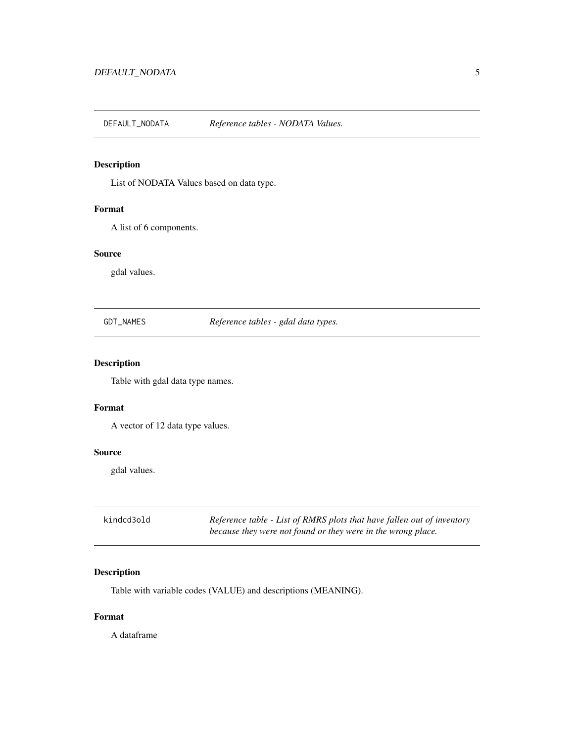## DEFAULT_NODATA *Reference tables - NODATA Values.*

### Description

List of NODATA Values based on data type.

### Format

A list of 6 components.

### Source

gdal values.

## GDT_NAMES *Reference tables - gdal data types.*

### Description

Table with gdal data type names.

### Format

A vector of 12 data type values.

### Source

gdal values.

## kindcd3old *Reference table - List of RMRS plots that have fallen out of inventory because they were not found or they were in the wrong place.*

### Description

Table with variable codes (VALUE) and descriptions (MEANING).

### Format

A dataframe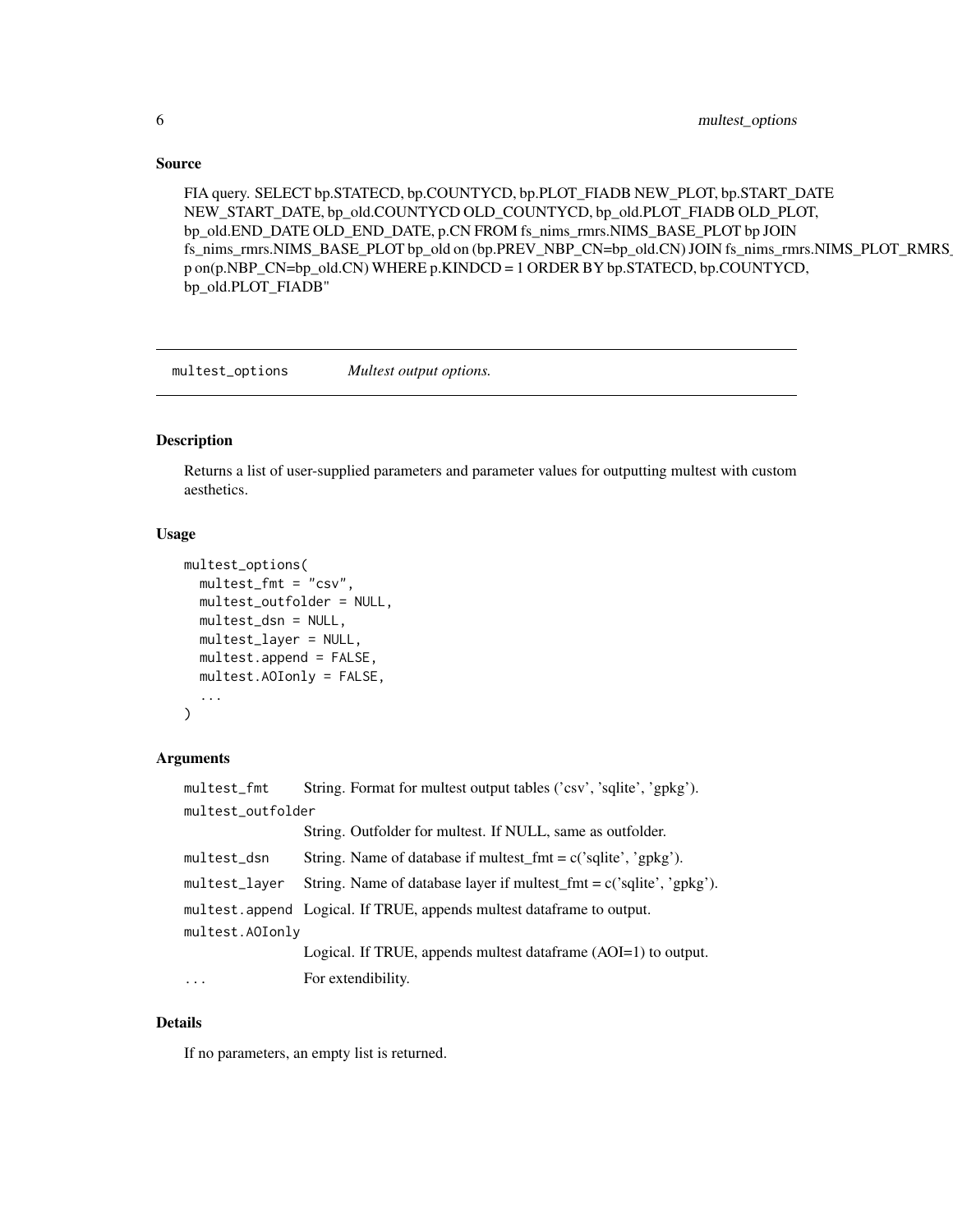## Source

FIA query. SELECT bp.STATECD, bp.COUNTYCD, bp.PLOT_FIADB NEW_PLOT, bp.START_DATE NEW_START_DATE, bp_old.COUNTYCD OLD_COUNTYCD, bp_old.PLOT_FIADB OLD_PLOT, bp_old.END_DATE OLD_END_DATE, p.CN FROM fs_nims_rmrs.NIMS_BASE_PLOT bp JOIN fs_nims_rmrs.NIMS_BASE_PLOT bp_old on (bp.PREV_NBP_CN=bp_old.CN) JOIN fs_nims_rmrs.NIMS_PLOT_RMRS_ p on(p.NBP_CN=bp_old.CN) WHERE p.KINDCD = 1 ORDER BY bp.STATECD, bp.COUNTYCD, bp_old.PLOT_FIADB"

---

# multest_options — *Multest output options.*

## Description

Returns a list of user-supplied parameters and parameter values for outputting multest with custom aesthetics.

## Usage

```
multest_options(
  multest_fmt = "csv",
  multest_outfolder = NULL,
  multest_dsn = NULL,
  multest_layer = NULL,
  multest.append = FALSE,
  multest.AOIonly = FALSE,
  ...
)
```

## Arguments

| | |
|---|---|
| multest_fmt | String. Format for multest output tables ('csv', 'sqlite', 'gpkg'). |
| multest_outfolder | String. Outfolder for multest. If NULL, same as outfolder. |
| multest_dsn | String. Name of database if multest_fmt = c('sqlite', 'gpkg'). |
| multest_layer | String. Name of database layer if multest_fmt = c('sqlite', 'gpkg'). |
| multest.append | Logical. If TRUE, appends multest dataframe to output. |
| multest.AOIonly | Logical. If TRUE, appends multest dataframe (AOI=1) to output. |
| ... | For extendibility. |

## Details

If no parameters, an empty list is returned.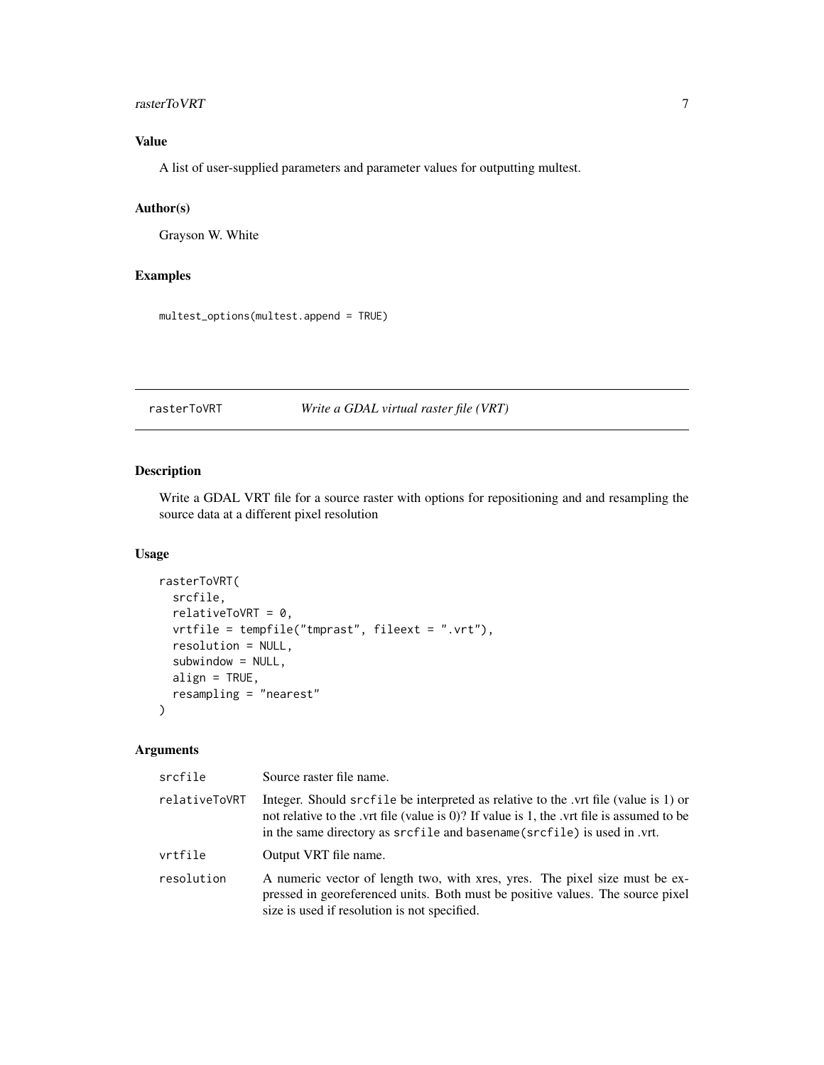### Value

A list of user-supplied parameters and parameter values for outputting multest.

### Author(s)

Grayson W. White

### Examples

```
multest_options(multest.append = TRUE)
```

---

## rasterToVRT *Write a GDAL virtual raster file (VRT)*

---

### Description

Write a GDAL VRT file for a source raster with options for repositioning and and resampling the source data at a different pixel resolution

### Usage

```
rasterToVRT(
  srcfile,
  relativeToVRT = 0,
  vrtfile = tempfile("tmprast", fileext = ".vrt"),
  resolution = NULL,
  subwindow = NULL,
  align = TRUE,
  resampling = "nearest"
)
```

### Arguments

| | |
|---|---|
| srcfile | Source raster file name. |
| relativeToVRT | Integer. Should `srcfile` be interpreted as relative to the .vrt file (value is 1) or not relative to the .vrt file (value is 0)? If value is 1, the .vrt file is assumed to be in the same directory as `srcfile` and `basename(srcfile)` is used in .vrt. |
| vrtfile | Output VRT file name. |
| resolution | A numeric vector of length two, with xres, yres. The pixel size must be expressed in georeferenced units. Both must be positive values. The source pixel size is used if resolution is not specified. |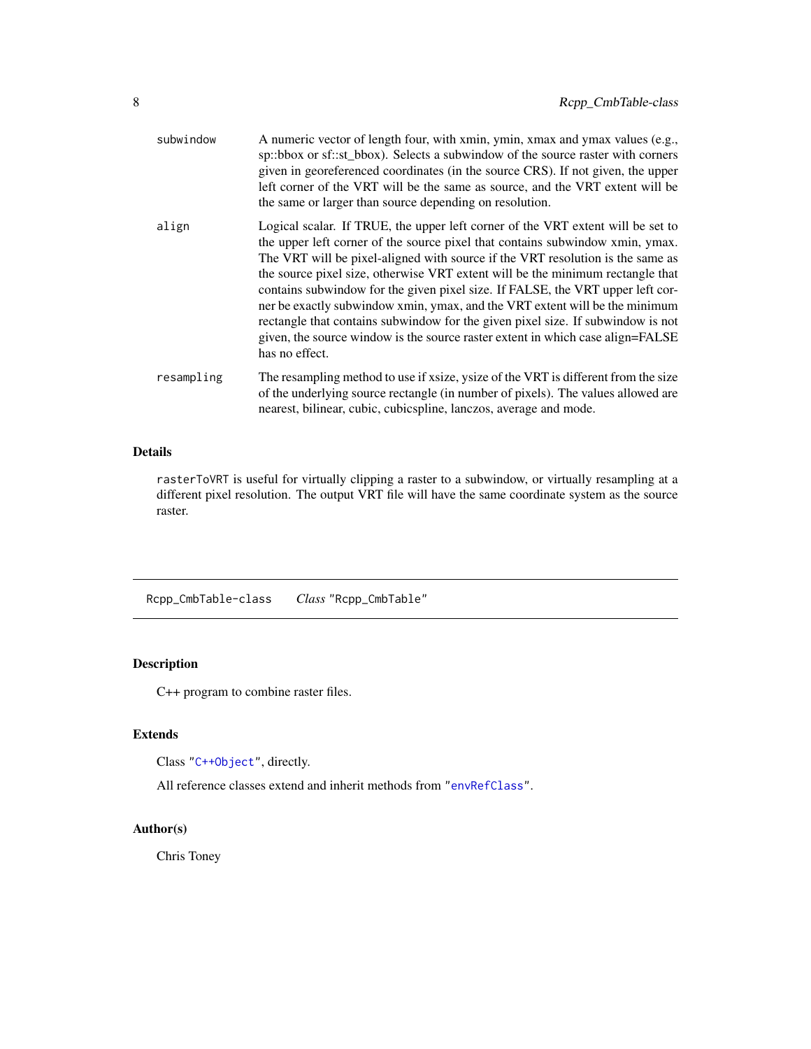| | |
|---|---|
| `subwindow` | A numeric vector of length four, with xmin, ymin, xmax and ymax values (e.g., sp::bbox or sf::st_bbox). Selects a subwindow of the source raster with corners given in georeferenced coordinates (in the source CRS). If not given, the upper left corner of the VRT will be the same as source, and the VRT extent will be the same or larger than source depending on resolution. |
| `align` | Logical scalar. If TRUE, the upper left corner of the VRT extent will be set to the upper left corner of the source pixel that contains subwindow xmin, ymax. The VRT will be pixel-aligned with source if the VRT resolution is the same as the source pixel size, otherwise VRT extent will be the minimum rectangle that contains subwindow for the given pixel size. If FALSE, the VRT upper left corner be exactly subwindow xmin, ymax, and the VRT extent will be the minimum rectangle that contains subwindow for the given pixel size. If subwindow is not given, the source window is the source raster extent in which case align=FALSE has no effect. |
| `resampling` | The resampling method to use if xsize, ysize of the VRT is different from the size of the underlying source rectangle (in number of pixels). The values allowed are nearest, bilinear, cubic, cubicspline, lanczos, average and mode. |

## Details

`rasterToVRT` is useful for virtually clipping a raster to a subwindow, or virtually resampling at a different pixel resolution. The output VRT file will have the same coordinate system as the source raster.

---

# `Rcpp_CmbTable-class` *Class* `"Rcpp_CmbTable"`

## Description

C++ program to combine raster files.

## Extends

Class `"C++Object"`, directly.

All reference classes extend and inherit methods from `"envRefClass"`.

## Author(s)

Chris Toney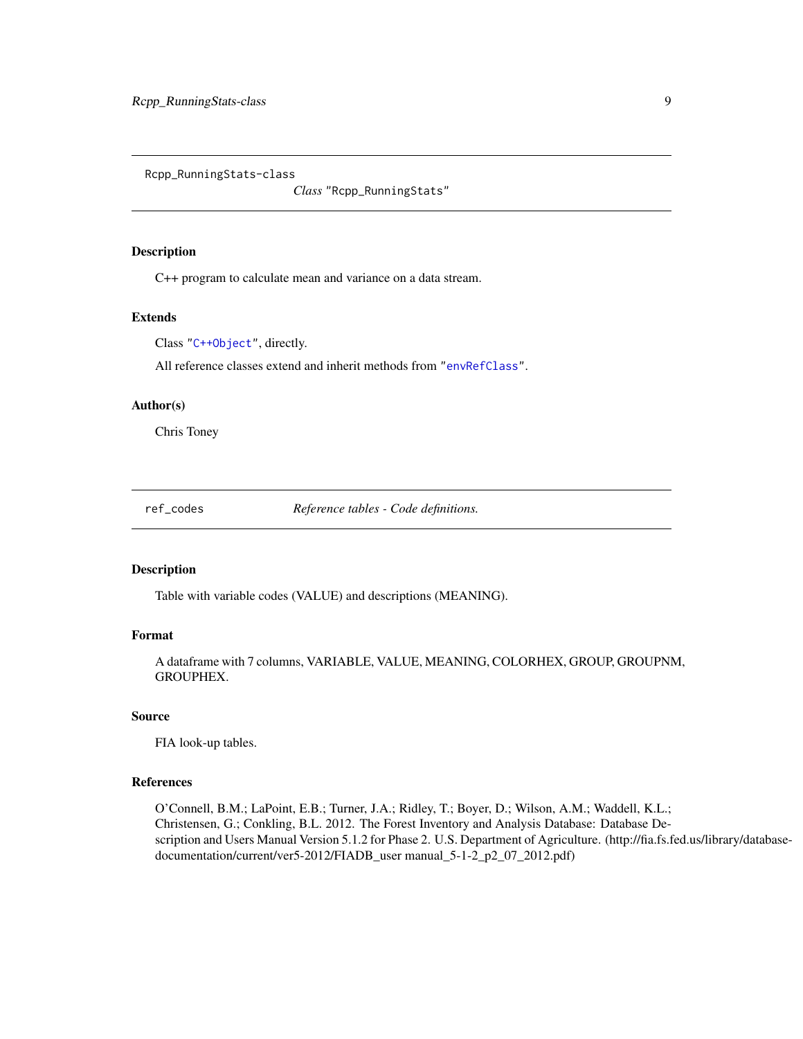## Rcpp_RunningStats-class    *Class* "Rcpp_RunningStats"

### Description

C++ program to calculate mean and variance on a data stream.

### Extends

Class "C++Object", directly.

All reference classes extend and inherit methods from "envRefClass".

### Author(s)

Chris Toney

## ref_codes    *Reference tables - Code definitions.*

### Description

Table with variable codes (VALUE) and descriptions (MEANING).

### Format

A dataframe with 7 columns, VARIABLE, VALUE, MEANING, COLORHEX, GROUP, GROUPNM, GROUPHEX.

### Source

FIA look-up tables.

### References

O'Connell, B.M.; LaPoint, E.B.; Turner, J.A.; Ridley, T.; Boyer, D.; Wilson, A.M.; Waddell, K.L.; Christensen, G.; Conkling, B.L. 2012. The Forest Inventory and Analysis Database: Database Description and Users Manual Version 5.1.2 for Phase 2. U.S. Department of Agriculture. (http://fia.fs.fed.us/library/database-documentation/current/ver5-2012/FIADB_user manual_5-1-2_p2_07_2012.pdf)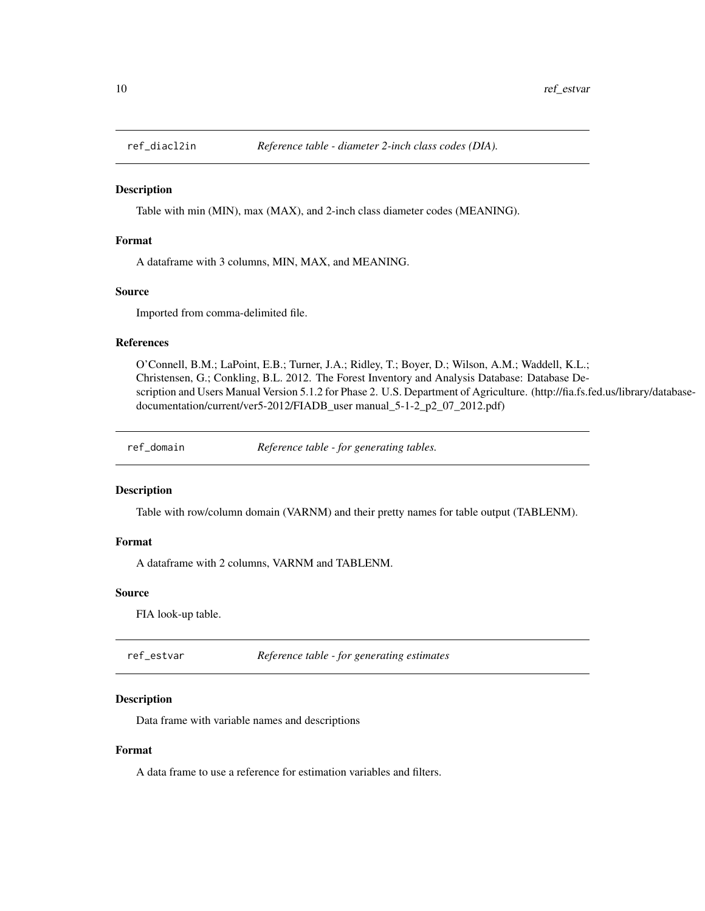## ref_diacl2in — *Reference table - diameter 2-inch class codes (DIA).*

### Description

Table with min (MIN), max (MAX), and 2-inch class diameter codes (MEANING).

### Format

A dataframe with 3 columns, MIN, MAX, and MEANING.

### Source

Imported from comma-delimited file.

### References

O'Connell, B.M.; LaPoint, E.B.; Turner, J.A.; Ridley, T.; Boyer, D.; Wilson, A.M.; Waddell, K.L.; Christensen, G.; Conkling, B.L. 2012. The Forest Inventory and Analysis Database: Database Description and Users Manual Version 5.1.2 for Phase 2. U.S. Department of Agriculture. (http://fia.fs.fed.us/library/database-documentation/current/ver5-2012/FIADB_user manual_5-1-2_p2_07_2012.pdf)

## ref_domain — *Reference table - for generating tables.*

### Description

Table with row/column domain (VARNM) and their pretty names for table output (TABLENM).

### Format

A dataframe with 2 columns, VARNM and TABLENM.

### Source

FIA look-up table.

## ref_estvar — *Reference table - for generating estimates*

### Description

Data frame with variable names and descriptions

### Format

A data frame to use a reference for estimation variables and filters.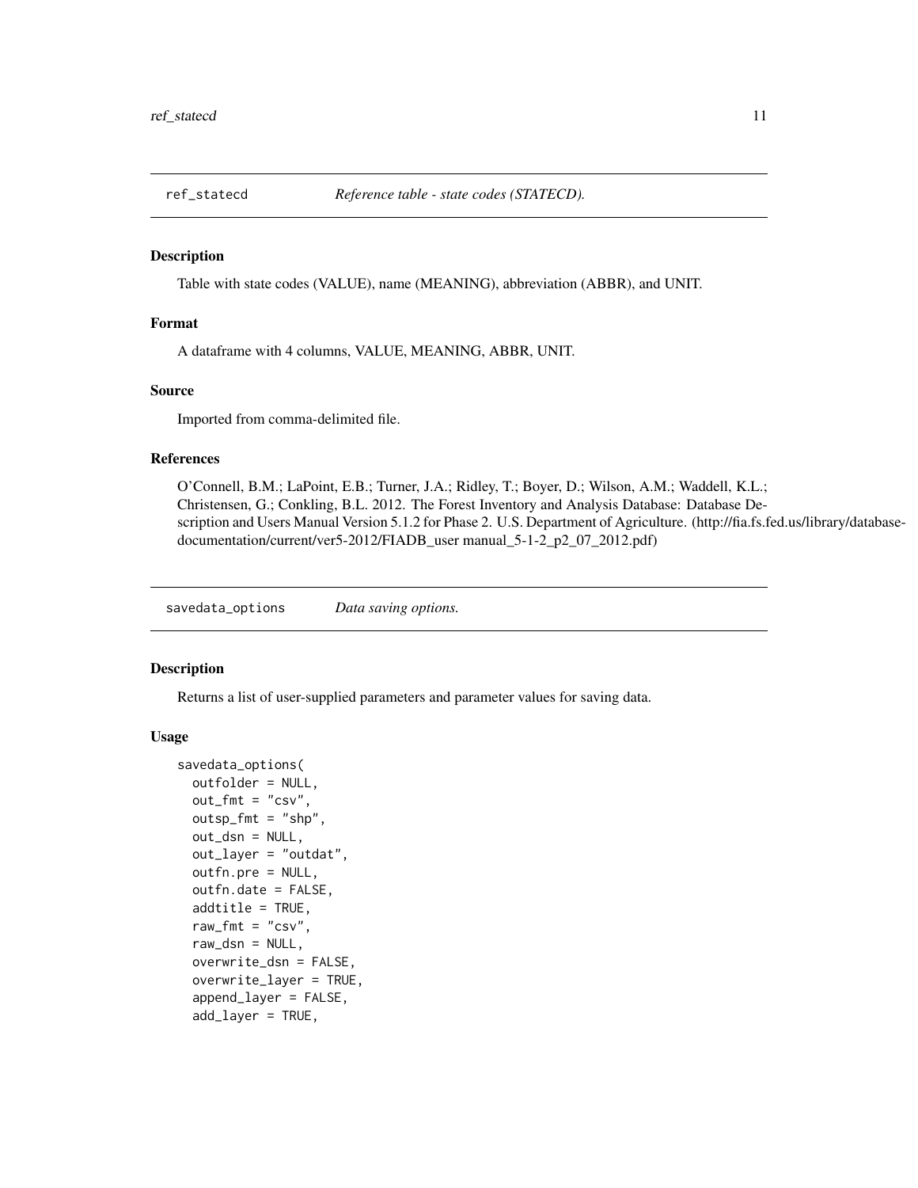## ref_statecd — *Reference table - state codes (STATECD).*

### Description

Table with state codes (VALUE), name (MEANING), abbreviation (ABBR), and UNIT.

### Format

A dataframe with 4 columns, VALUE, MEANING, ABBR, UNIT.

### Source

Imported from comma-delimited file.

### References

O'Connell, B.M.; LaPoint, E.B.; Turner, J.A.; Ridley, T.; Boyer, D.; Wilson, A.M.; Waddell, K.L.; Christensen, G.; Conkling, B.L. 2012. The Forest Inventory and Analysis Database: Database Description and Users Manual Version 5.1.2 for Phase 2. U.S. Department of Agriculture. (http://fia.fs.fed.us/library/database-documentation/current/ver5-2012/FIADB_user manual_5-1-2_p2_07_2012.pdf)

## savedata_options — *Data saving options.*

### Description

Returns a list of user-supplied parameters and parameter values for saving data.

### Usage

```
savedata_options(
  outfolder = NULL,
  out_fmt = "csv",
  outsp_fmt = "shp",
  out_dsn = NULL,
  out_layer = "outdat",
  outfn.pre = NULL,
  outfn.date = FALSE,
  addtitle = TRUE,
  raw_fmt = "csv",
  raw_dsn = NULL,
  overwrite_dsn = FALSE,
  overwrite_layer = TRUE,
  append_layer = FALSE,
  add_layer = TRUE,
```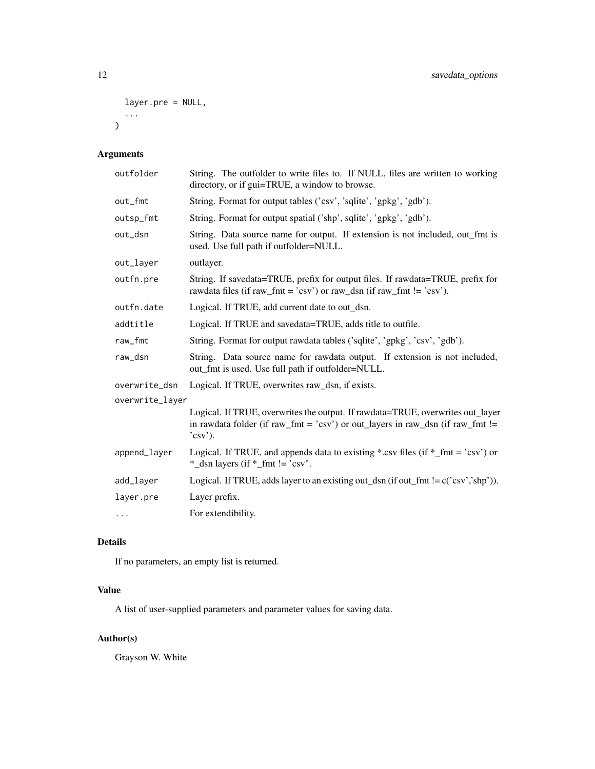```
  layer.pre = NULL,
  ...
)
```

## Arguments

| | |
|---|---|
| outfolder | String. The outfolder to write files to. If NULL, files are written to working directory, or if gui=TRUE, a window to browse. |
| out_fmt | String. Format for output tables ('csv', 'sqlite', 'gpkg', 'gdb'). |
| outsp_fmt | String. Format for output spatial ('shp', sqlite', 'gpkg', 'gdb'). |
| out_dsn | String. Data source name for output. If extension is not included, out_fmt is used. Use full path if outfolder=NULL. |
| out_layer | outlayer. |
| outfn.pre | String. If savedata=TRUE, prefix for output files. If rawdata=TRUE, prefix for rawdata files (if raw_fmt = 'csv') or raw_dsn (if raw_fmt != 'csv'). |
| outfn.date | Logical. If TRUE, add current date to out_dsn. |
| addtitle | Logical. If TRUE and savedata=TRUE, adds title to outfile. |
| raw_fmt | String. Format for output rawdata tables ('sqlite', 'gpkg', 'csv', 'gdb'). |
| raw_dsn | String. Data source name for rawdata output. If extension is not included, out_fmt is used. Use full path if outfolder=NULL. |
| overwrite_dsn | Logical. If TRUE, overwrites raw_dsn, if exists. |
| overwrite_layer | Logical. If TRUE, overwrites the output. If rawdata=TRUE, overwrites out_layer in rawdata folder (if raw_fmt = 'csv') or out_layers in raw_dsn (if raw_fmt != 'csv'). |
| append_layer | Logical. If TRUE, and appends data to existing *.csv files (if *_fmt = 'csv') or *_dsn layers (if *_fmt != 'csv". |
| add_layer | Logical. If TRUE, adds layer to an existing out_dsn (if out_fmt != c('csv','shp')). |
| layer.pre | Layer prefix. |
| ... | For extendibility. |

## Details

If no parameters, an empty list is returned.

## Value

A list of user-supplied parameters and parameter values for saving data.

## Author(s)

Grayson W. White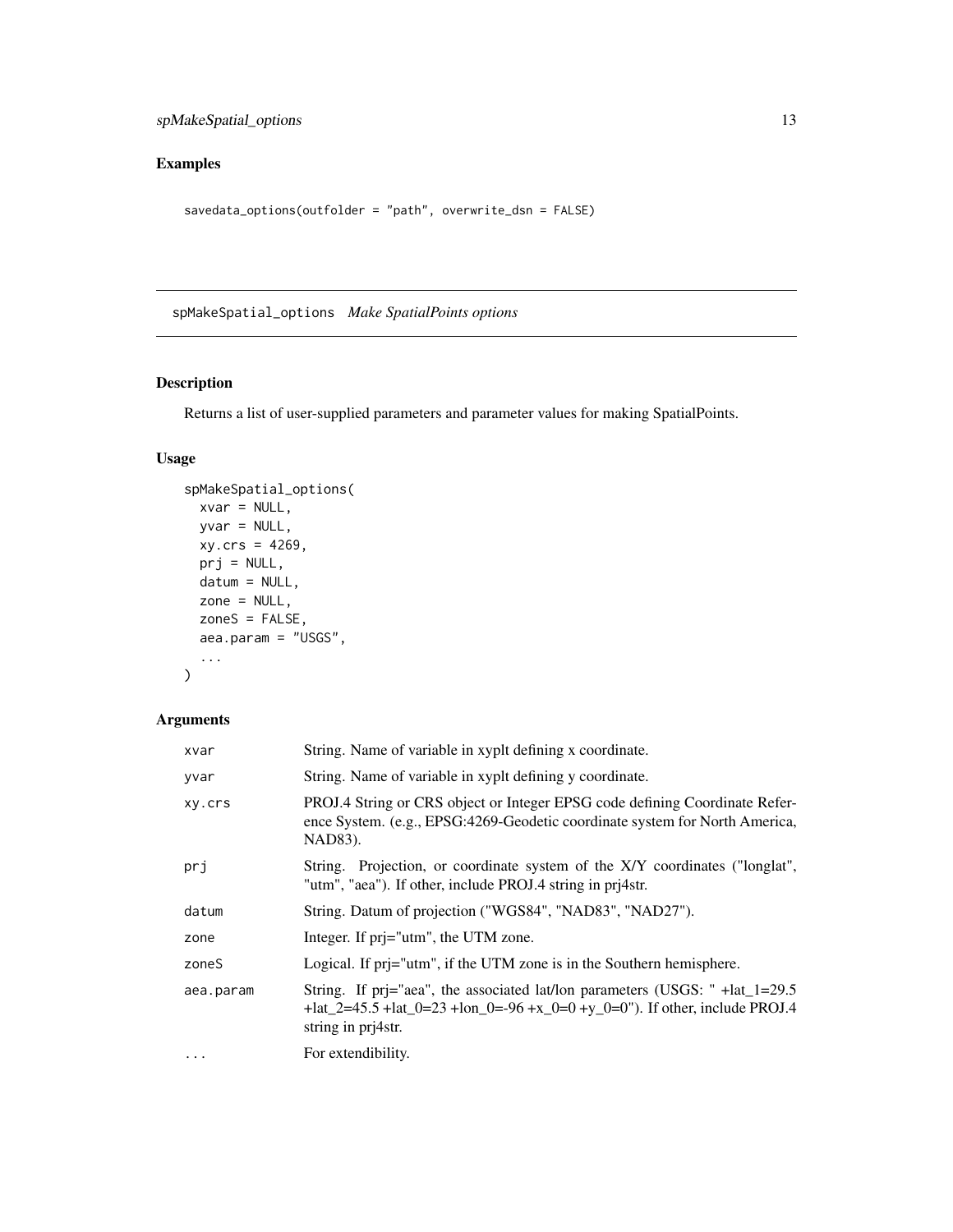## Examples

```
savedata_options(outfolder = "path", overwrite_dsn = FALSE)
```

---

# spMakeSpatial_options *Make SpatialPoints options*

## Description

Returns a list of user-supplied parameters and parameter values for making SpatialPoints.

## Usage

```
spMakeSpatial_options(
  xvar = NULL,
  yvar = NULL,
  xy.crs = 4269,
  prj = NULL,
  datum = NULL,
  zone = NULL,
  zoneS = FALSE,
  aea.param = "USGS",
  ...
)
```

## Arguments

| | |
|---|---|
| xvar | String. Name of variable in xyplt defining x coordinate. |
| yvar | String. Name of variable in xyplt defining y coordinate. |
| xy.crs | PROJ.4 String or CRS object or Integer EPSG code defining Coordinate Reference System. (e.g., EPSG:4269-Geodetic coordinate system for North America, NAD83). |
| prj | String. Projection, or coordinate system of the X/Y coordinates ("longlat", "utm", "aea"). If other, include PROJ.4 string in prj4str. |
| datum | String. Datum of projection ("WGS84", "NAD83", "NAD27"). |
| zone | Integer. If prj="utm", the UTM zone. |
| zoneS | Logical. If prj="utm", if the UTM zone is in the Southern hemisphere. |
| aea.param | String. If prj="aea", the associated lat/lon parameters (USGS: " +lat_1=29.5 +lat_2=45.5 +lat_0=23 +lon_0=-96 +x_0=0 +y_0=0"). If other, include PROJ.4 string in prj4str. |
| ... | For extendibility. |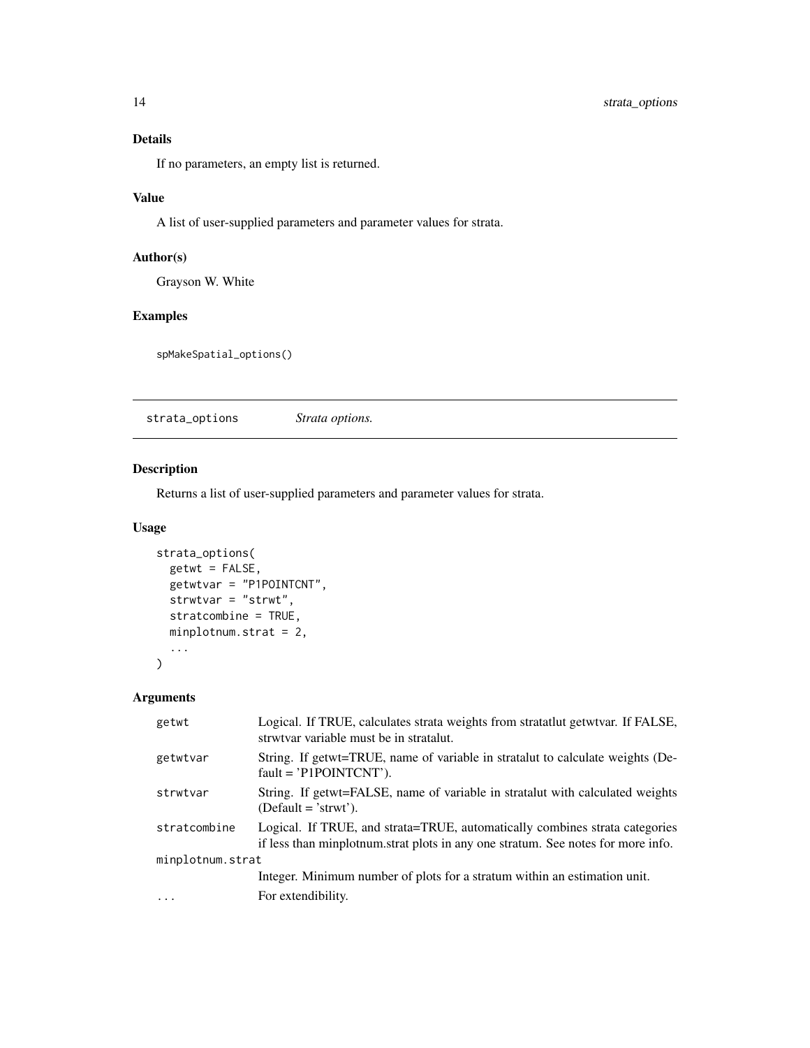### Details

If no parameters, an empty list is returned.

### Value

A list of user-supplied parameters and parameter values for strata.

### Author(s)

Grayson W. White

### Examples

```
spMakeSpatial_options()
```

---

## strata_options    *Strata options.*

---

### Description

Returns a list of user-supplied parameters and parameter values for strata.

### Usage

```
strata_options(
  getwt = FALSE,
  getwtvar = "P1POINTCNT",
  strwtvar = "strwt",
  stratcombine = TRUE,
  minplotnum.strat = 2,
  ...
)
```

### Arguments

| | |
|---|---|
| getwt | Logical. If TRUE, calculates strata weights from stratatlut getwtvar. If FALSE, strwtvar variable must be in stratalut. |
| getwtvar | String. If getwt=TRUE, name of variable in stratalut to calculate weights (Default = 'P1POINTCNT'). |
| strwtvar | String. If getwt=FALSE, name of variable in stratalut with calculated weights (Default = 'strwt'). |
| stratcombine | Logical. If TRUE, and strata=TRUE, automatically combines strata categories if less than minplotnum.strat plots in any one stratum. See notes for more info. |
| minplotnum.strat | Integer. Minimum number of plots for a stratum within an estimation unit. |
| ... | For extendibility. |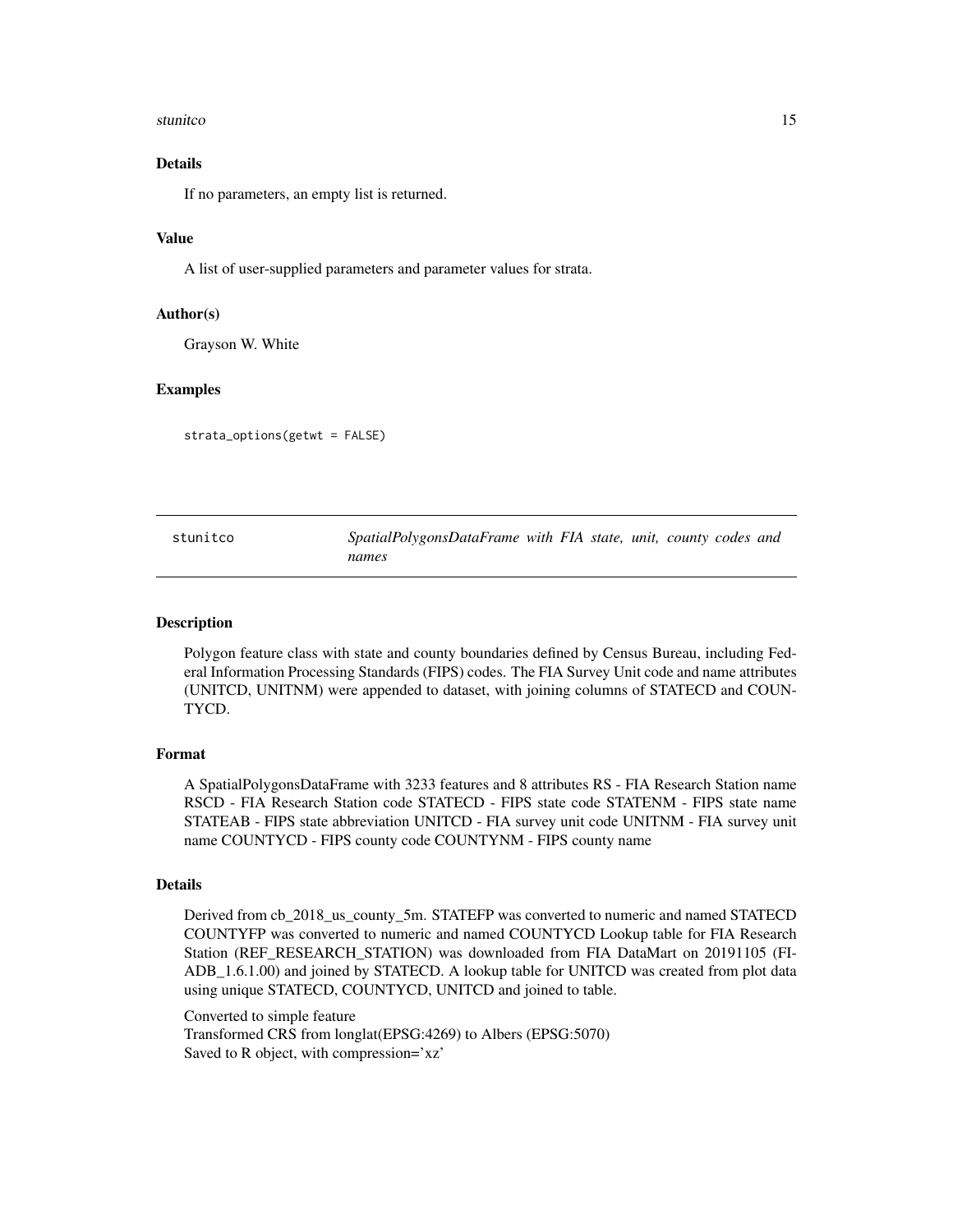### Details

If no parameters, an empty list is returned.

### Value

A list of user-supplied parameters and parameter values for strata.

### Author(s)

Grayson W. White

### Examples

```
strata_options(getwt = FALSE)
```

---

## stunitco — *SpatialPolygonsDataFrame with FIA state, unit, county codes and names*

---

### Description

Polygon feature class with state and county boundaries defined by Census Bureau, including Federal Information Processing Standards (FIPS) codes. The FIA Survey Unit code and name attributes (UNITCD, UNITNM) were appended to dataset, with joining columns of STATECD and COUNTYCD.

### Format

A SpatialPolygonsDataFrame with 3233 features and 8 attributes RS - FIA Research Station name RSCD - FIA Research Station code STATECD - FIPS state code STATENM - FIPS state name STATEAB - FIPS state abbreviation UNITCD - FIA survey unit code UNITNM - FIA survey unit name COUNTYCD - FIPS county code COUNTYNM - FIPS county name

### Details

Derived from cb_2018_us_county_5m. STATEFP was converted to numeric and named STATECD COUNTYFP was converted to numeric and named COUNTYCD Lookup table for FIA Research Station (REF_RESEARCH_STATION) was downloaded from FIA DataMart on 20191105 (FIADB_1.6.1.00) and joined by STATECD. A lookup table for UNITCD was created from plot data using unique STATECD, COUNTYCD, UNITCD and joined to table.

Converted to simple feature  
Transformed CRS from longlat(EPSG:4269) to Albers (EPSG:5070)  
Saved to R object, with compression='xz'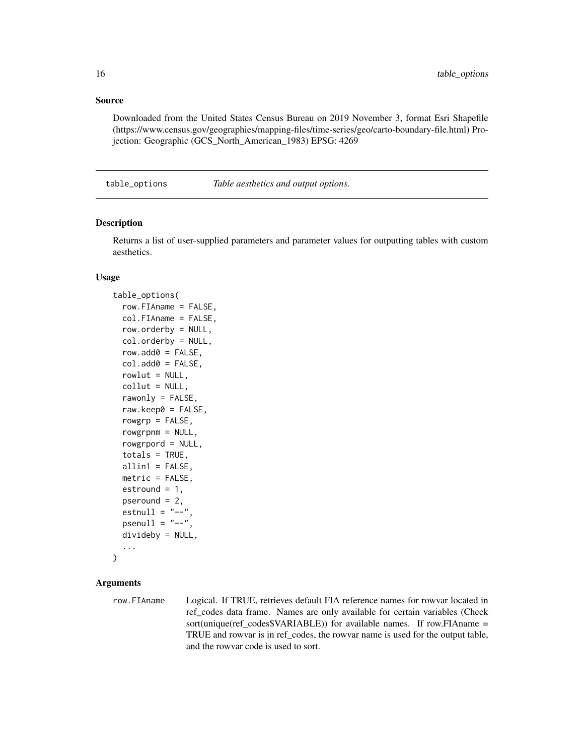## Source

Downloaded from the United States Census Bureau on 2019 November 3, format Esri Shapefile (https://www.census.gov/geographies/mapping-files/time-series/geo/carto-boundary-file.html) Projection: Geographic (GCS_North_American_1983) EPSG: 4269

---

table_options    *Table aesthetics and output options.*

---

## Description

Returns a list of user-supplied parameters and parameter values for outputting tables with custom aesthetics.

## Usage

```
table_options(
  row.FIAname = FALSE,
  col.FIAname = FALSE,
  row.orderby = NULL,
  col.orderby = NULL,
  row.add0 = FALSE,
  col.add0 = FALSE,
  rowlut = NULL,
  collut = NULL,
  rawonly = FALSE,
  raw.keep0 = FALSE,
  rowgrp = FALSE,
  rowgrpnm = NULL,
  rowgrpord = NULL,
  totals = TRUE,
  allin1 = FALSE,
  metric = FALSE,
  estround = 1,
  pseround = 2,
  estnull = "--",
  psenull = "--",
  divideby = NULL,
  ...
)
```

## Arguments

row.FIAname    Logical. If TRUE, retrieves default FIA reference names for rowvar located in ref_codes data frame. Names are only available for certain variables (Check sort(unique(ref_codes$VARIABLE)) for available names. If row.FIAname = TRUE and rowvar is in ref_codes, the rowvar name is used for the output table, and the rowvar code is used to sort.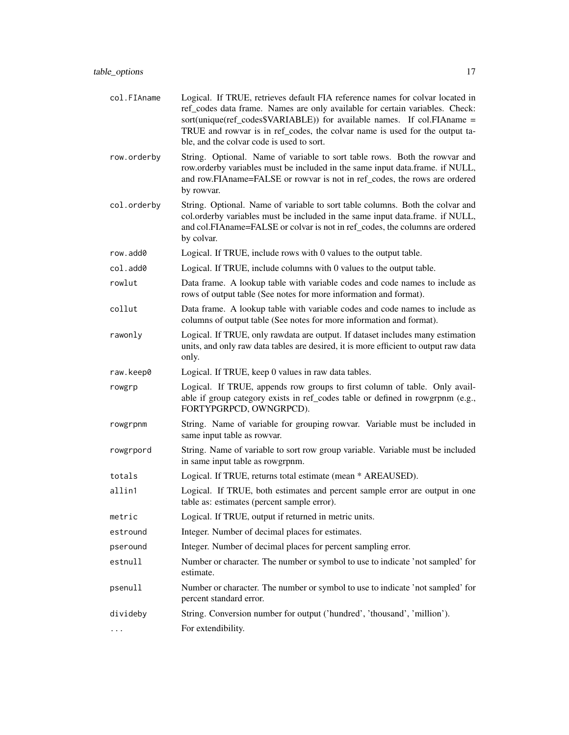| | |
|---|---|
| `col.FIAname` | Logical. If TRUE, retrieves default FIA reference names for colvar located in ref_codes data frame. Names are only available for certain variables. Check: sort(unique(ref_codes$VARIABLE)) for available names. If col.FIAname = TRUE and rowvar is in ref_codes, the colvar name is used for the output table, and the colvar code is used to sort. |
| `row.orderby` | String. Optional. Name of variable to sort table rows. Both the rowvar and row.orderby variables must be included in the same input data.frame. if NULL, and row.FIAname=FALSE or rowvar is not in ref_codes, the rows are ordered by rowvar. |
| `col.orderby` | String. Optional. Name of variable to sort table columns. Both the colvar and col.orderby variables must be included in the same input data.frame. if NULL, and col.FIAname=FALSE or colvar is not in ref_codes, the columns are ordered by colvar. |
| `row.add0` | Logical. If TRUE, include rows with 0 values to the output table. |
| `col.add0` | Logical. If TRUE, include columns with 0 values to the output table. |
| `rowlut` | Data frame. A lookup table with variable codes and code names to include as rows of output table (See notes for more information and format). |
| `collut` | Data frame. A lookup table with variable codes and code names to include as columns of output table (See notes for more information and format). |
| `rawonly` | Logical. If TRUE, only rawdata are output. If dataset includes many estimation units, and only raw data tables are desired, it is more efficient to output raw data only. |
| `raw.keep0` | Logical. If TRUE, keep 0 values in raw data tables. |
| `rowgrp` | Logical. If TRUE, appends row groups to first column of table. Only available if group category exists in ref_codes table or defined in rowgrpnm (e.g., FORTYPGRPCD, OWNGRPCD). |
| `rowgrpnm` | String. Name of variable for grouping rowvar. Variable must be included in same input table as rowvar. |
| `rowgrpord` | String. Name of variable to sort row group variable. Variable must be included in same input table as rowgrpnm. |
| `totals` | Logical. If TRUE, returns total estimate (mean * AREAUSED). |
| `allin1` | Logical. If TRUE, both estimates and percent sample error are output in one table as: estimates (percent sample error). |
| `metric` | Logical. If TRUE, output if returned in metric units. |
| `estround` | Integer. Number of decimal places for estimates. |
| `pseround` | Integer. Number of decimal places for percent sampling error. |
| `estnull` | Number or character. The number or symbol to use to indicate 'not sampled' for estimate. |
| `psenull` | Number or character. The number or symbol to use to indicate 'not sampled' for percent standard error. |
| `divideby` | String. Conversion number for output ('hundred', 'thousand', 'million'). |
| `...` | For extendibility. |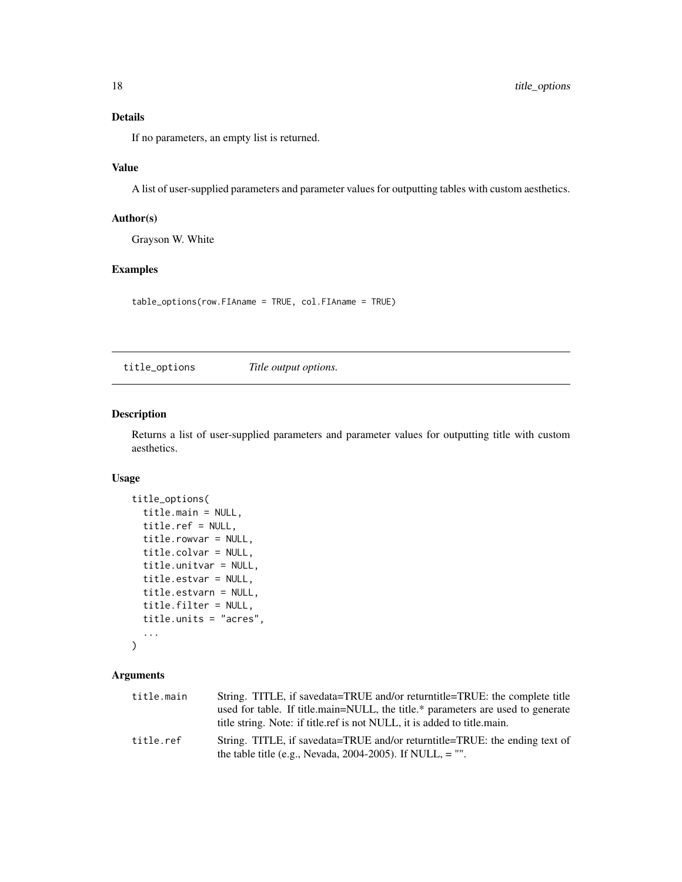## Details

If no parameters, an empty list is returned.

## Value

A list of user-supplied parameters and parameter values for outputting tables with custom aesthetics.

## Author(s)

Grayson W. White

## Examples

```
table_options(row.FIAname = TRUE, col.FIAname = TRUE)
```

---

# title_options — *Title output options.*

---

## Description

Returns a list of user-supplied parameters and parameter values for outputting title with custom aesthetics.

## Usage

```
title_options(
  title.main = NULL,
  title.ref = NULL,
  title.rowvar = NULL,
  title.colvar = NULL,
  title.unitvar = NULL,
  title.estvar = NULL,
  title.estvarn = NULL,
  title.filter = NULL,
  title.units = "acres",
  ...
)
```

## Arguments

| | |
|---|---|
| `title.main` | String. TITLE, if savedata=TRUE and/or returntitle=TRUE: the complete title used for table. If title.main=NULL, the title.* parameters are used to generate title string. Note: if title.ref is not NULL, it is added to title.main. |
| `title.ref` | String. TITLE, if savedata=TRUE and/or returntitle=TRUE: the ending text of the table title (e.g., Nevada, 2004-2005). If NULL, = "". |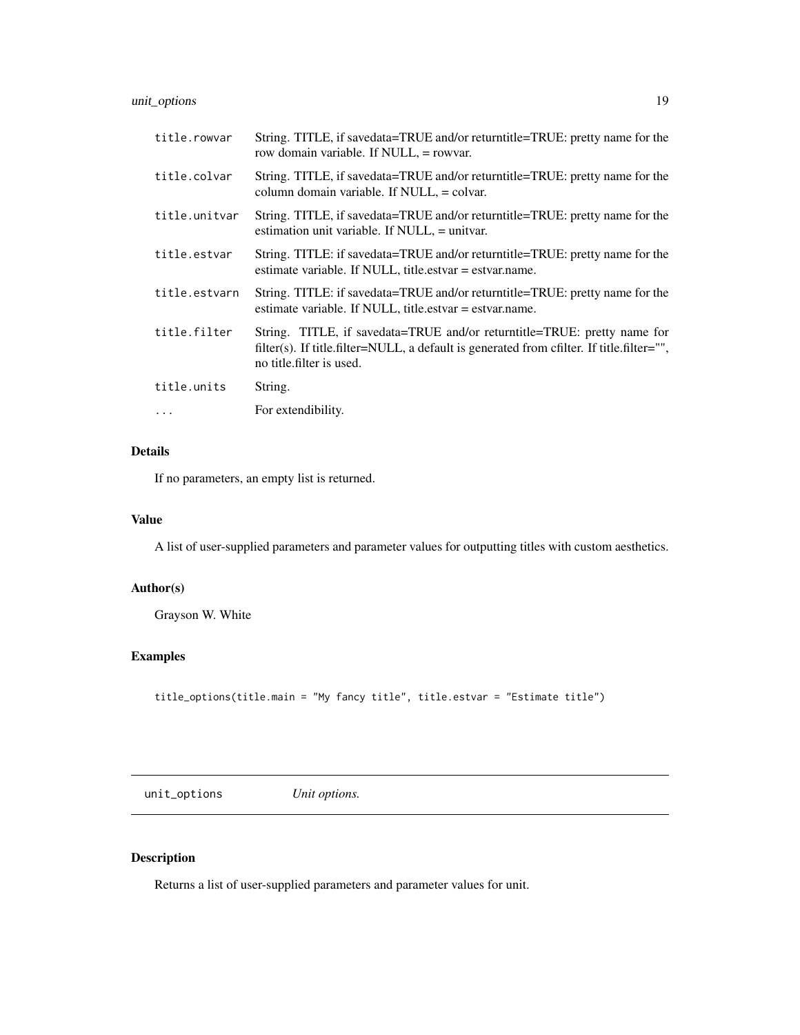| | |
|---|---|
| title.rowvar | String. TITLE, if savedata=TRUE and/or returntitle=TRUE: pretty name for the row domain variable. If NULL, = rowvar. |
| title.colvar | String. TITLE, if savedata=TRUE and/or returntitle=TRUE: pretty name for the column domain variable. If NULL, = colvar. |
| title.unitvar | String. TITLE, if savedata=TRUE and/or returntitle=TRUE: pretty name for the estimation unit variable. If NULL, = unitvar. |
| title.estvar | String. TITLE: if savedata=TRUE and/or returntitle=TRUE: pretty name for the estimate variable. If NULL, title.estvar = estvar.name. |
| title.estvarn | String. TITLE: if savedata=TRUE and/or returntitle=TRUE: pretty name for the estimate variable. If NULL, title.estvar = estvar.name. |
| title.filter | String. TITLE, if savedata=TRUE and/or returntitle=TRUE: pretty name for filter(s). If title.filter=NULL, a default is generated from cfilter. If title.filter="", no title.filter is used. |
| title.units | String. |
| ... | For extendibility. |

### Details

If no parameters, an empty list is returned.

### Value

A list of user-supplied parameters and parameter values for outputting titles with custom aesthetics.

### Author(s)

Grayson W. White

### Examples

```
title_options(title.main = "My fancy title", title.estvar = "Estimate title")
```

---

## unit_options    *Unit options.*

---

### Description

Returns a list of user-supplied parameters and parameter values for unit.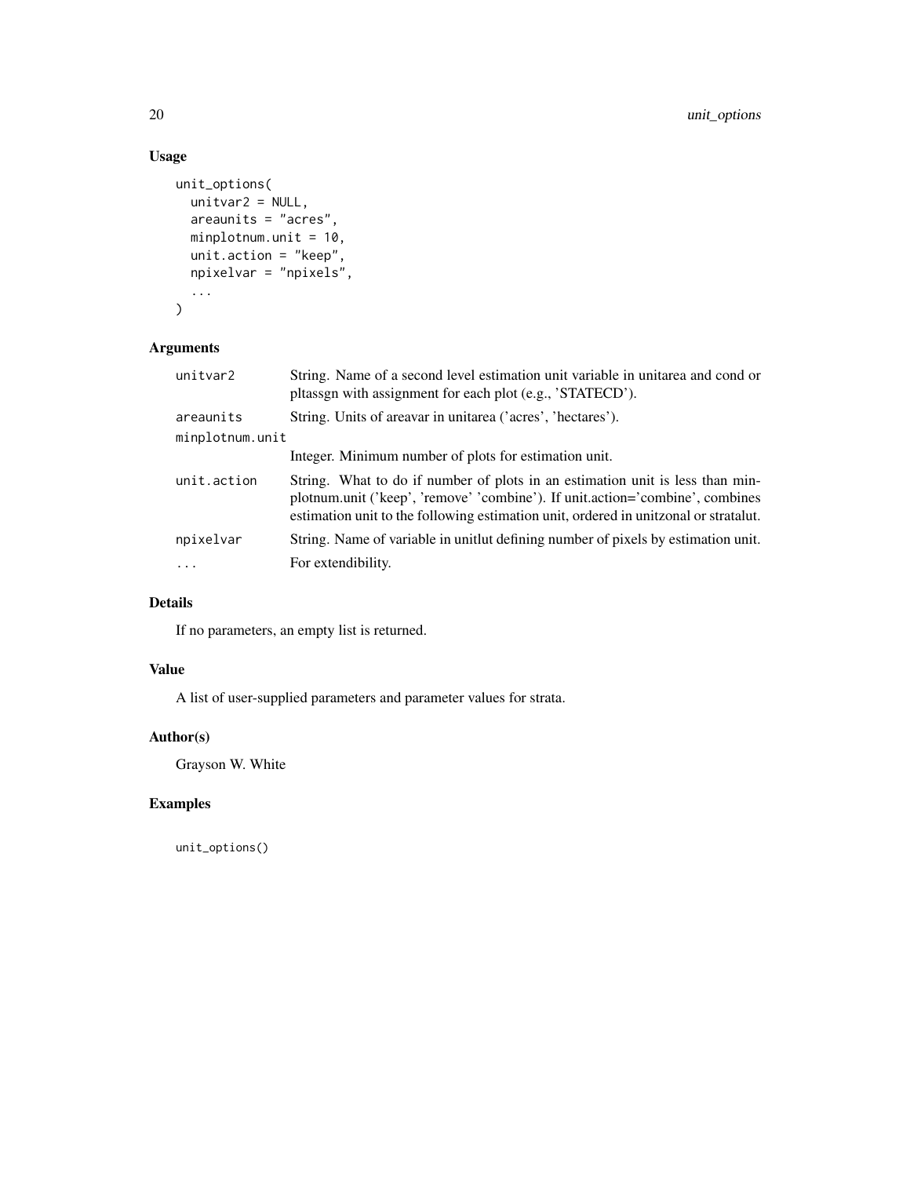## Usage

```
unit_options(
  unitvar2 = NULL,
  areaunits = "acres",
  minplotnum.unit = 10,
  unit.action = "keep",
  npixelvar = "npixels",
  ...
)
```

## Arguments

| | |
|---|---|
| unitvar2 | String. Name of a second level estimation unit variable in unitarea and cond or pltassgn with assignment for each plot (e.g., 'STATECD'). |
| areaunits | String. Units of areavar in unitarea ('acres', 'hectares'). |
| minplotnum.unit | Integer. Minimum number of plots for estimation unit. |
| unit.action | String. What to do if number of plots in an estimation unit is less than minplotnum.unit ('keep', 'remove' 'combine'). If unit.action='combine', combines estimation unit to the following estimation unit, ordered in unitzonal or stratalut. |
| npixelvar | String. Name of variable in unitlut defining number of pixels by estimation unit. |
| ... | For extendibility. |

## Details

If no parameters, an empty list is returned.

## Value

A list of user-supplied parameters and parameter values for strata.

## Author(s)

Grayson W. White

## Examples

```
unit_options()
```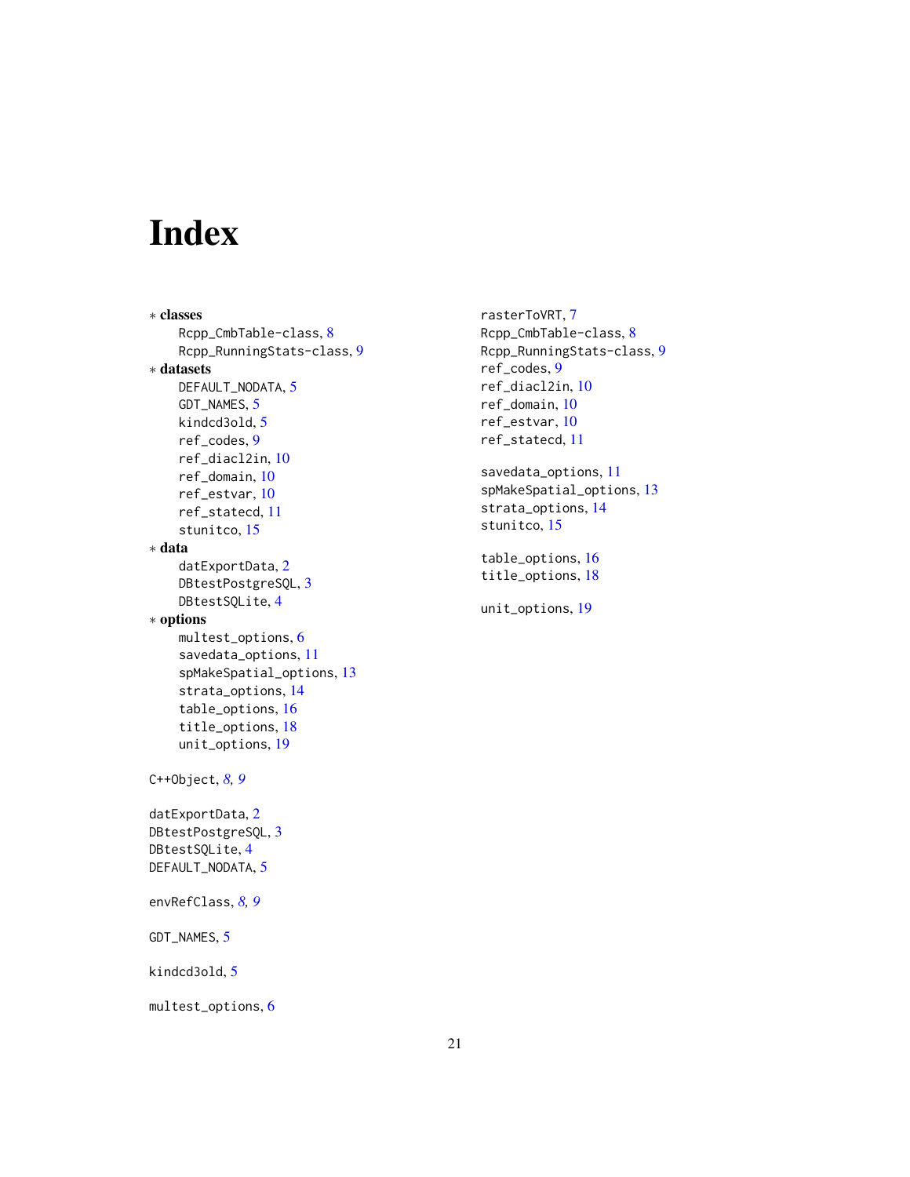# Index

* **classes**
    - Rcpp_CmbTable-class, 8
    - Rcpp_RunningStats-class, 9
* **datasets**
    - DEFAULT_NODATA, 5
    - GDT_NAMES, 5
    - kindcd3old, 5
    - ref_codes, 9
    - ref_diacl2in, 10
    - ref_domain, 10
    - ref_estvar, 10
    - ref_statecd, 11
    - stunitco, 15
* **data**
    - datExportData, 2
    - DBtestPostgreSQL, 3
    - DBtestSQLite, 4
* **options**
    - multest_options, 6
    - savedata_options, 11
    - spMakeSpatial_options, 13
    - strata_options, 14
    - table_options, 16
    - title_options, 18
    - unit_options, 19

C++Object, *8*, *9*

datExportData, 2
DBtestPostgreSQL, 3
DBtestSQLite, 4
DEFAULT_NODATA, 5

envRefClass, *8*, *9*

GDT_NAMES, 5

kindcd3old, 5

multest_options, 6

rasterToVRT, 7
Rcpp_CmbTable-class, 8
Rcpp_RunningStats-class, 9
ref_codes, 9
ref_diacl2in, 10
ref_domain, 10
ref_estvar, 10
ref_statecd, 11

savedata_options, 11
spMakeSpatial_options, 13
strata_options, 14
stunitco, 15

table_options, 16
title_options, 18

unit_options, 19